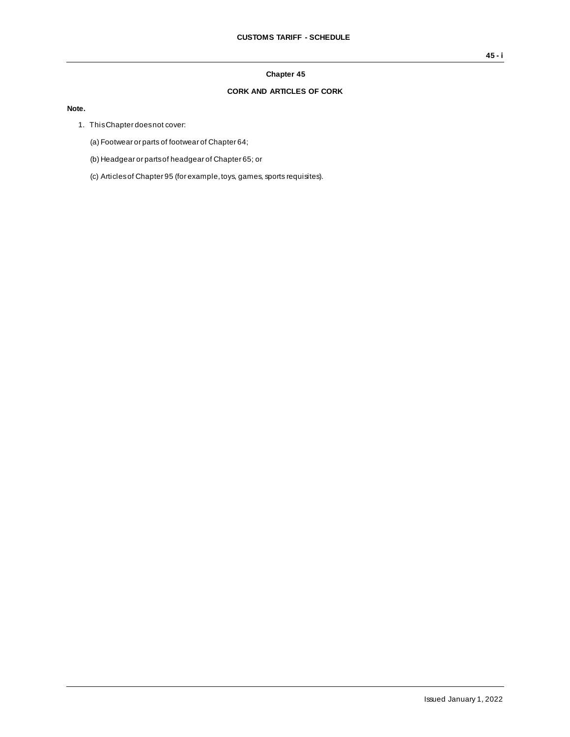## Chapter 45

## CORK AND ARTICLES OF CORK

**Note.**

1. This Chapter does not cover:

   (a) Footwear or parts of footwear of Chapter 64;

   (b) Headgear or parts of headgear of Chapter 65; or

   (c) Articles of Chapter 95 (for example, toys, games, sports requisites).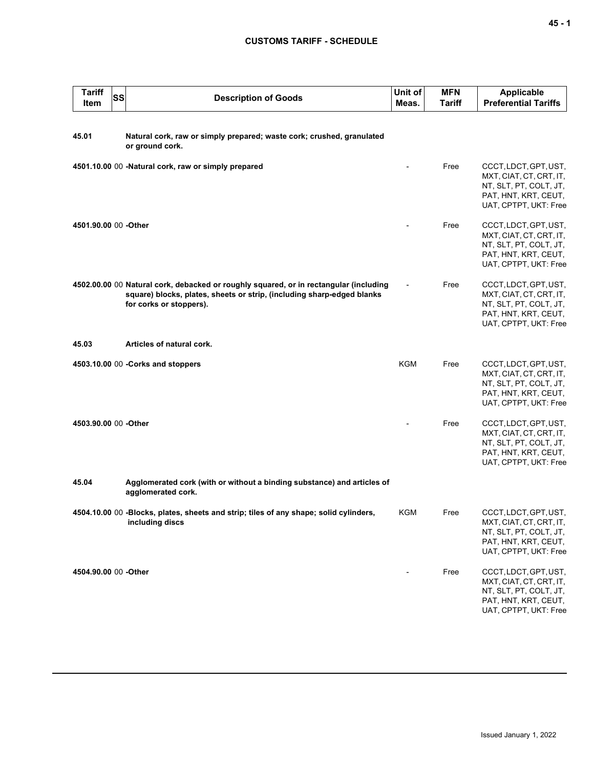## CUSTOMS TARIFF - SCHEDULE

| Tariff Item | SS | Description of Goods | Unit of Meas. | MFN Tariff | Applicable Preferential Tariffs |
|---|---|---|---|---|---|
| **45.01** | | **Natural cork, raw or simply prepared; waste cork; crushed, granulated or ground cork.** | | | |
| **4501.10.00** | 00 | **-Natural cork, raw or simply prepared** | - | Free | CCCT, LDCT, GPT, UST, MXT, CIAT, CT, CRT, IT, NT, SLT, PT, COLT, JT, PAT, HNT, KRT, CEUT, UAT, CPTPT, UKT: Free |
| **4501.90.00** | 00 | **-Other** | - | Free | CCCT, LDCT, GPT, UST, MXT, CIAT, CT, CRT, IT, NT, SLT, PT, COLT, JT, PAT, HNT, KRT, CEUT, UAT, CPTPT, UKT: Free |
| **4502.00.00** | 00 | **Natural cork, debacked or roughly squared, or in rectangular (including square) blocks, plates, sheets or strip, (including sharp-edged blanks for corks or stoppers).** | - | Free | CCCT, LDCT, GPT, UST, MXT, CIAT, CT, CRT, IT, NT, SLT, PT, COLT, JT, PAT, HNT, KRT, CEUT, UAT, CPTPT, UKT: Free |
| **45.03** | | **Articles of natural cork.** | | | |
| **4503.10.00** | 00 | **-Corks and stoppers** | KGM | Free | CCCT, LDCT, GPT, UST, MXT, CIAT, CT, CRT, IT, NT, SLT, PT, COLT, JT, PAT, HNT, KRT, CEUT, UAT, CPTPT, UKT: Free |
| **4503.90.00** | 00 | **-Other** | - | Free | CCCT, LDCT, GPT, UST, MXT, CIAT, CT, CRT, IT, NT, SLT, PT, COLT, JT, PAT, HNT, KRT, CEUT, UAT, CPTPT, UKT: Free |
| **45.04** | | **Agglomerated cork (with or without a binding substance) and articles of agglomerated cork.** | | | |
| **4504.10.00** | 00 | **-Blocks, plates, sheets and strip; tiles of any shape; solid cylinders, including discs** | KGM | Free | CCCT, LDCT, GPT, UST, MXT, CIAT, CT, CRT, IT, NT, SLT, PT, COLT, JT, PAT, HNT, KRT, CEUT, UAT, CPTPT, UKT: Free |
| **4504.90.00** | 00 | **-Other** | - | Free | CCCT, LDCT, GPT, UST, MXT, CIAT, CT, CRT, IT, NT, SLT, PT, COLT, JT, PAT, HNT, KRT, CEUT, UAT, CPTPT, UKT: Free |

Issued January 1, 2022